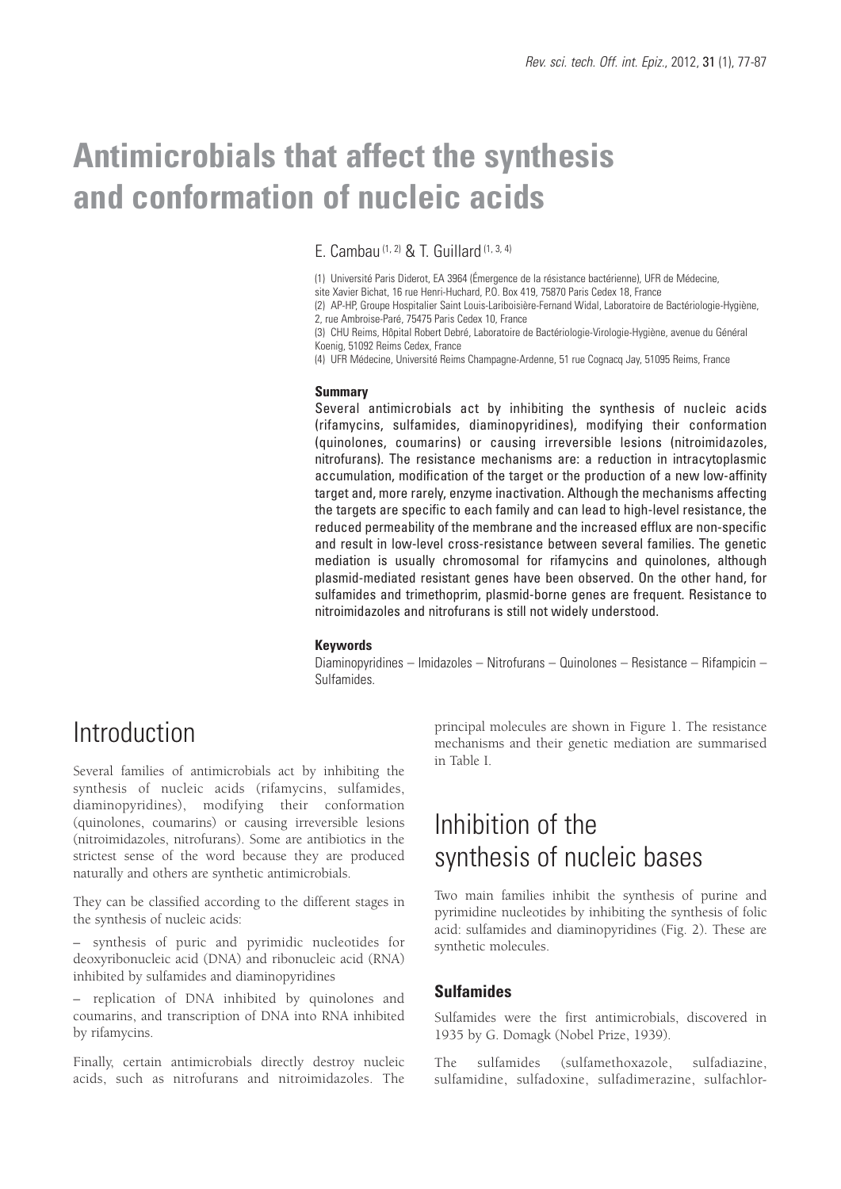# Antimicrobials that affect the synthesis and conformation of nucleic acids

E. Cambau [1, 2] & T. Guillard [1, 3, 4]

(1) Université Paris Diderot, EA 3964 (Émergence de la résistance bactérienne), UFR de Médecine, site Xavier Bichat, 16 rue Henri-Huchard, P.O. Box 419, 75870 Paris Cedex 18, France

(2) AP-HP, Groupe Hospitalier Saint Louis-Lariboisière-Fernand Widal, Laboratoire de Bactériologie-Hygiène, 2, rue Ambroise-Paré, 75475 Paris Cedex 10, France

(3) CHU Reims, Hôpital Robert Debré, Laboratoire de Bactériologie-Virologie-Hygiène, avenue du Général Koenig, 51092 Reims Cedex, France

(4) UFR Médecine, Université Reims Champagne-Ardenne, 51 rue Cognacq Jay, 51095 Reims, France

### Summary

Several antimicrobials act by inhibiting the synthesis of nucleic acids (rifamycins, sulfamides, diaminopyridines), modifying their conformation (quinolones, coumarins) or causing irreversible lesions (nitroimidazoles, nitrofurans). The resistance mechanisms are: a reduction in intracytoplasmic accumulation, modification of the target or the production of a new low-affinity target and, more rarely, enzyme inactivation. Although the mechanisms affecting the targets are specific to each family and can lead to high-level resistance, the reduced permeability of the membrane and the increased efflux are non-specific and result in low-level cross-resistance between several families. The genetic mediation is usually chromosomal for rifamycins and quinolones, although plasmid-mediated resistant genes have been observed. On the other hand, for sulfamides and trimethoprim, plasmid-borne genes are frequent. Resistance to nitroimidazoles and nitrofurans is still not widely understood.

### Keywords

Diaminopyridines – Imidazoles – Nitrofurans – Quinolones – Resistance – Rifampicin – Sulfamides.

## Introduction

Several families of antimicrobials act by inhibiting the synthesis of nucleic acids (rifamycins, sulfamides, diaminopyridines), modifying their conformation (quinolones, coumarins) or causing irreversible lesions (nitroimidazoles, nitrofurans). Some are antibiotics in the strictest sense of the word because they are produced naturally and others are synthetic antimicrobials.

They can be classified according to the different stages in the synthesis of nucleic acids:

– synthesis of puric and pyrimidic nucleotides for deoxyribonucleic acid (DNA) and ribonucleic acid (RNA) inhibited by sulfamides and diaminopyridines

– replication of DNA inhibited by quinolones and coumarins, and transcription of DNA into RNA inhibited by rifamycins.

Finally, certain antimicrobials directly destroy nucleic acids, such as nitrofurans and nitroimidazoles. The principal molecules are shown in Figure 1. The resistance mechanisms and their genetic mediation are summarised in Table I.

## Inhibition of the synthesis of nucleic bases

Two main families inhibit the synthesis of purine and pyrimidine nucleotides by inhibiting the synthesis of folic acid: sulfamides and diaminopyridines (Fig. 2). These are synthetic molecules.

### Sulfamides

Sulfamides were the first antimicrobials, discovered in 1935 by G. Domagk (Nobel Prize, 1939).

The sulfamides (sulfamethoxazole, sulfadiazine, sulfamidine, sulfadoxine, sulfadimerazine, sulfachlor-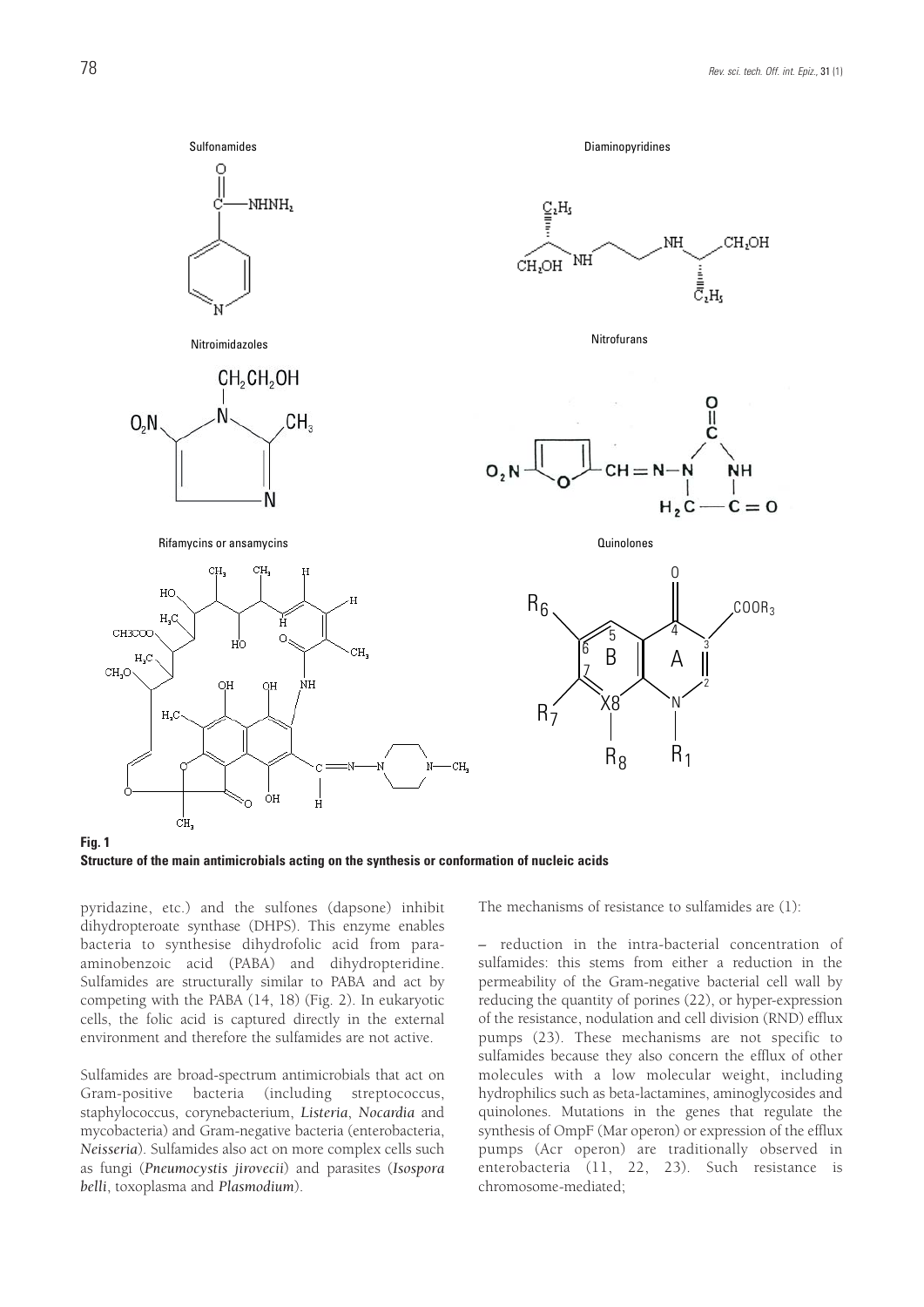**Fig. 1**
**Structure of the main antimicrobials acting on the synthesis or conformation of nucleic acids**

pyridazine, etc.) and the sulfones (dapsone) inhibit dihydropteroate synthase (DHPS). This enzyme enables bacteria to synthesise dihydrofolic acid from para-aminobenzoic acid (PABA) and dihydropteridine. Sulfamides are structurally similar to PABA and act by competing with the PABA (14, 18) (Fig. 2). In eukaryotic cells, the folic acid is captured directly in the external environment and therefore the sulfamides are not active.

Sulfamides are broad-spectrum antimicrobials that act on Gram-positive bacteria (including streptococcus, staphylococcus, corynebacterium, *Listeria*, *Nocardia* and mycobacteria) and Gram-negative bacteria (enterobacteria, *Neisseria*). Sulfamides also act on more complex cells such as fungi (*Pneumocystis jirovecii*) and parasites (*Isospora belli*, toxoplasma and *Plasmodium*).

The mechanisms of resistance to sulfamides are (1):

– reduction in the intra-bacterial concentration of sulfamides: this stems from either a reduction in the permeability of the Gram-negative bacterial cell wall by reducing the quantity of porines (22), or hyper-expression of the resistance, nodulation and cell division (RND) efflux pumps (23). These mechanisms are not specific to sulfamides because they also concern the efflux of other molecules with a low molecular weight, including hydrophilics such as beta-lactamines, aminoglycosides and quinolones. Mutations in the genes that regulate the synthesis of OmpF (Mar operon) or expression of the efflux pumps (Acr operon) are traditionally observed in enterobacteria (11, 22, 23). Such resistance is chromosome-mediated;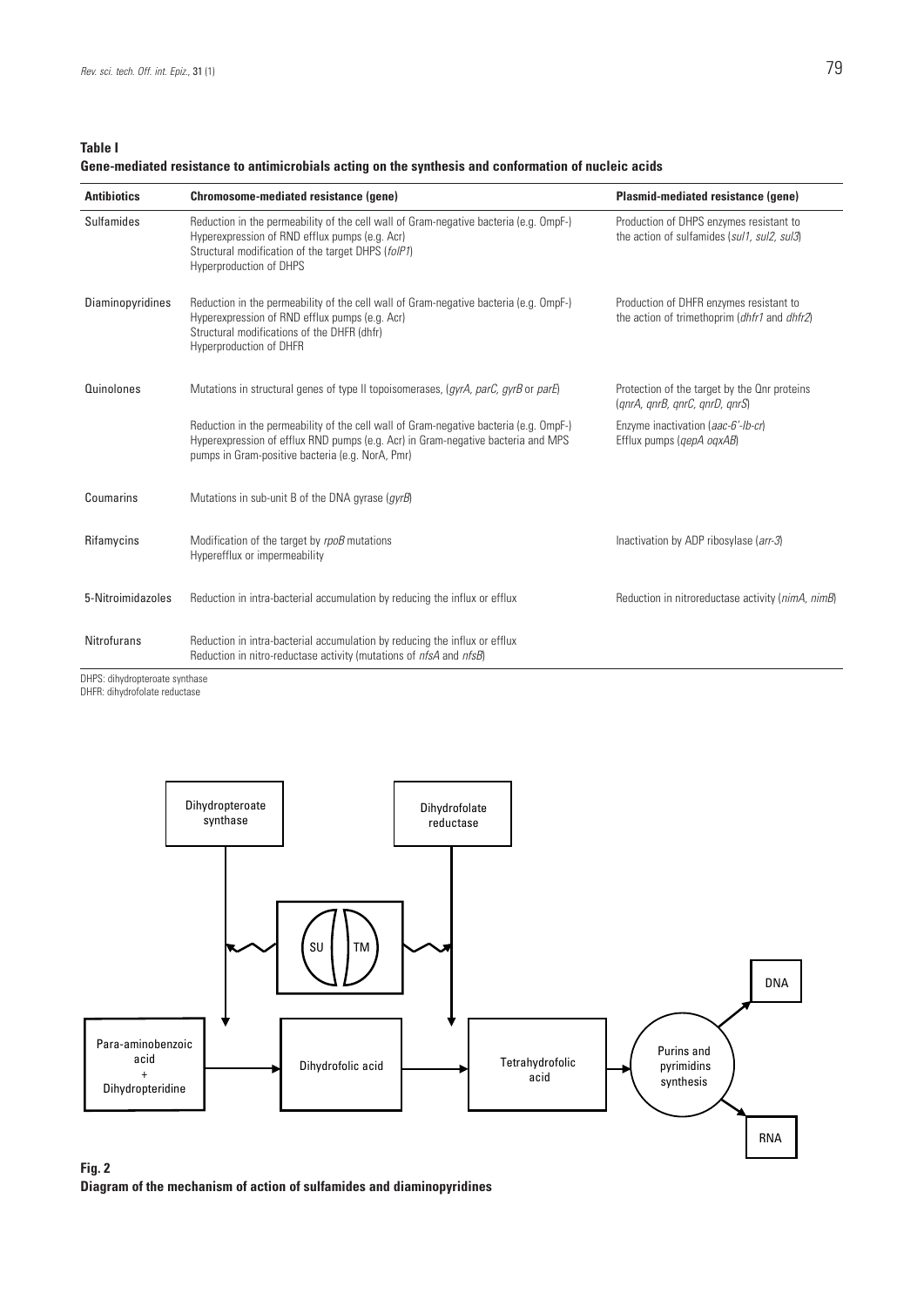**Table I**
**Gene-mediated resistance to antimicrobials acting on the synthesis and conformation of nucleic acids**

| Antibiotics | Chromosome-mediated resistance (gene) | Plasmid-mediated resistance (gene) |
|---|---|---|
| Sulfamides | Reduction in the permeability of the cell wall of Gram-negative bacteria (e.g. OmpF-)<br>Hyperexpression of RND efflux pumps (e.g. Acr)<br>Structural modification of the target DHPS (*folP1*)<br>Hyperproduction of DHPS | Production of DHPS enzymes resistant to the action of sulfamides (*sul1, sul2, sul3*) |
| Diaminopyridines | Reduction in the permeability of the cell wall of Gram-negative bacteria (e.g. OmpF-)<br>Hyperexpression of RND efflux pumps (e.g. Acr)<br>Structural modifications of the DHFR (dhfr)<br>Hyperproduction of DHFR | Production of DHFR enzymes resistant to the action of trimethoprim (*dhfr1* and *dhfr2*) |
| Quinolones | Mutations in structural genes of type II topoisomerases, (*gyrA, parC, gyrB* or *parE*) | Protection of the target by the Qnr proteins (*qnrA, qnrB, qnrC, qnrD, qnrS*) |
| | Reduction in the permeability of the cell wall of Gram-negative bacteria (e.g. OmpF-)<br>Hyperexpression of efflux RND pumps (e.g. Acr) in Gram-negative bacteria and MPS pumps in Gram-positive bacteria (e.g. NorA, Pmr) | Enzyme inactivation (*aac-6'-Ib-cr*)<br>Efflux pumps (*qepA oqxAB*) |
| Coumarins | Mutations in sub-unit B of the DNA gyrase (*gyrB*) | |
| Rifamycins | Modification of the target by *rpoB* mutations<br>Hyperefflux or impermeability | Inactivation by ADP ribosylase (*arr-3*) |
| 5-Nitroimidazoles | Reduction in intra-bacterial accumulation by reducing the influx or efflux | Reduction in nitroreductase activity (*nimA, nimB*) |
| Nitrofurans | Reduction in intra-bacterial accumulation by reducing the influx or efflux<br>Reduction in nitro-reductase activity (mutations of *nfsA* and *nfsB*) | |

DHPS: dihydropteroate synthase
DHFR: dihydrofolate reductase

**Fig. 2**
**Diagram of the mechanism of action of sulfamides and diaminopyridines**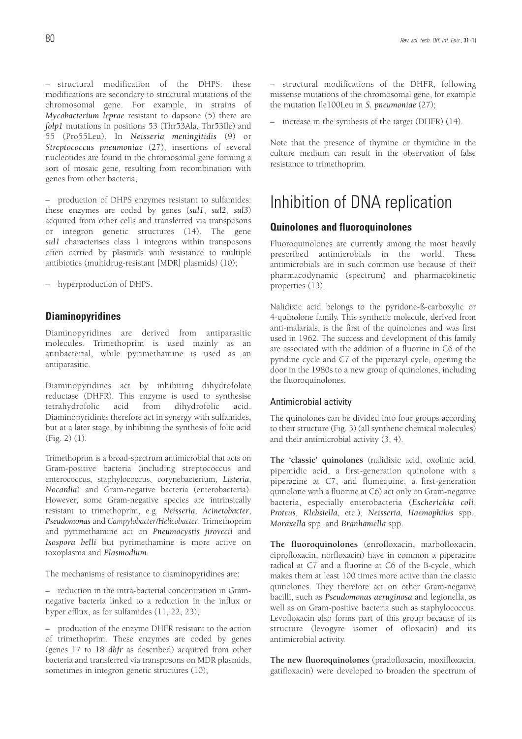– structural modification of the DHPS: these modifications are secondary to structural mutations of the chromosomal gene. For example, in strains of *Mycobacterium leprae* resistant to dapsone (5) there are *folp1* mutations in positions 53 (Thr53Ala, Thr53Ile) and 55 (Pro55Leu). In *Neisseria meningitidis* (9) or *Streptococcus pneumoniae* (27), insertions of several nucleotides are found in the chromosomal gene forming a sort of mosaic gene, resulting from recombination with genes from other bacteria;

– production of DHPS enzymes resistant to sulfamides: these enzymes are coded by genes (*sul1*, *sul2*, *sul3*) acquired from other cells and transferred via transposons or integron genetic structures (14). The gene *sul1* characterises class 1 integrons within transposons often carried by plasmids with resistance to multiple antibiotics (multidrug-resistant [MDR] plasmids) (10);

– hyperproduction of DHPS.

### Diaminopyridines

Diaminopyridines are derived from antiparasitic molecules. Trimethoprim is used mainly as an antibacterial, while pyrimethamine is used as an antiparasitic.

Diaminopyridines act by inhibiting dihydrofolate reductase (DHFR). This enzyme is used to synthesise tetrahydrofolic acid from dihydrofolic acid. Diaminopyridines therefore act in synergy with sulfamides, but at a later stage, by inhibiting the synthesis of folic acid (Fig. 2) (1).

Trimethoprim is a broad-spectrum antimicrobial that acts on Gram-positive bacteria (including streptococcus and enterococcus, staphylococcus, corynebacterium, *Listeria*, *Nocardia*) and Gram-negative bacteria (enterobacteria). However, some Gram-negative species are intrinsically resistant to trimethoprim, e.g. *Neisseria*, *Acinetobacter*, *Pseudomonas* and *Campylobacter/Helicobacter*. Trimethoprim and pyrimethamine act on *Pneumocystis jirovecii* and *Isospora belli* but pyrimethamine is more active on toxoplasma and *Plasmodium*.

The mechanisms of resistance to diaminopyridines are:

– reduction in the intra-bacterial concentration in Gram-negative bacteria linked to a reduction in the influx or hyper efflux, as for sulfamides (11, 22, 23);

– production of the enzyme DHFR resistant to the action of trimethoprim. These enzymes are coded by genes (genes 17 to 18 *dhfr* as described) acquired from other bacteria and transferred via transposons on MDR plasmids, sometimes in integron genetic structures (10);

– structural modifications of the DHFR, following missense mutations of the chromosomal gene, for example the mutation Ile100Leu in *S. pneumoniae* (27);

– increase in the synthesis of the target (DHFR) (14).

Note that the presence of thymine or thymidine in the culture medium can result in the observation of false resistance to trimethoprim.

## Inhibition of DNA replication

### Quinolones and fluoroquinolones

Fluoroquinolones are currently among the most heavily prescribed antimicrobials in the world. These antimicrobials are in such common use because of their pharmacodynamic (spectrum) and pharmacokinetic properties (13).

Nalidixic acid belongs to the pyridone-ß-carboxylic or 4-quinolone family. This synthetic molecule, derived from anti-malarials, is the first of the quinolones and was first used in 1962. The success and development of this family are associated with the addition of a fluorine in C6 of the pyridine cycle and C7 of the piperazyl cycle, opening the door in the 1980s to a new group of quinolones, including the fluoroquinolones.

#### Antimicrobial activity

The quinolones can be divided into four groups according to their structure (Fig. 3) (all synthetic chemical molecules) and their antimicrobial activity (3, 4).

**The 'classic' quinolones** (nalidixic acid, oxolinic acid, pipemidic acid, a first-generation quinolone with a piperazine at C7, and flumequine, a first-generation quinolone with a fluorine at C6) act only on Gram-negative bacteria, especially enterobacteria (*Escherichia coli*, *Proteus*, *Klebsiella*, etc.), *Neisseria*, *Haemophilus* spp., *Moraxella* spp. and *Branhamella* spp.

**The fluoroquinolones** (enrofloxacin, marbofloxacin, ciprofloxacin, norfloxacin) have in common a piperazine radical at C7 and a fluorine at C6 of the B-cycle, which makes them at least 100 times more active than the classic quinolones. They therefore act on other Gram-negative bacilli, such as *Pseudomonas aeruginosa* and legionella, as well as on Gram-positive bacteria such as staphylococcus. Levofloxacin also forms part of this group because of its structure (levogyre isomer of ofloxacin) and its antimicrobial activity.

**The new fluoroquinolones** (pradofloxacin, moxifloxacin, gatifloxacin) were developed to broaden the spectrum of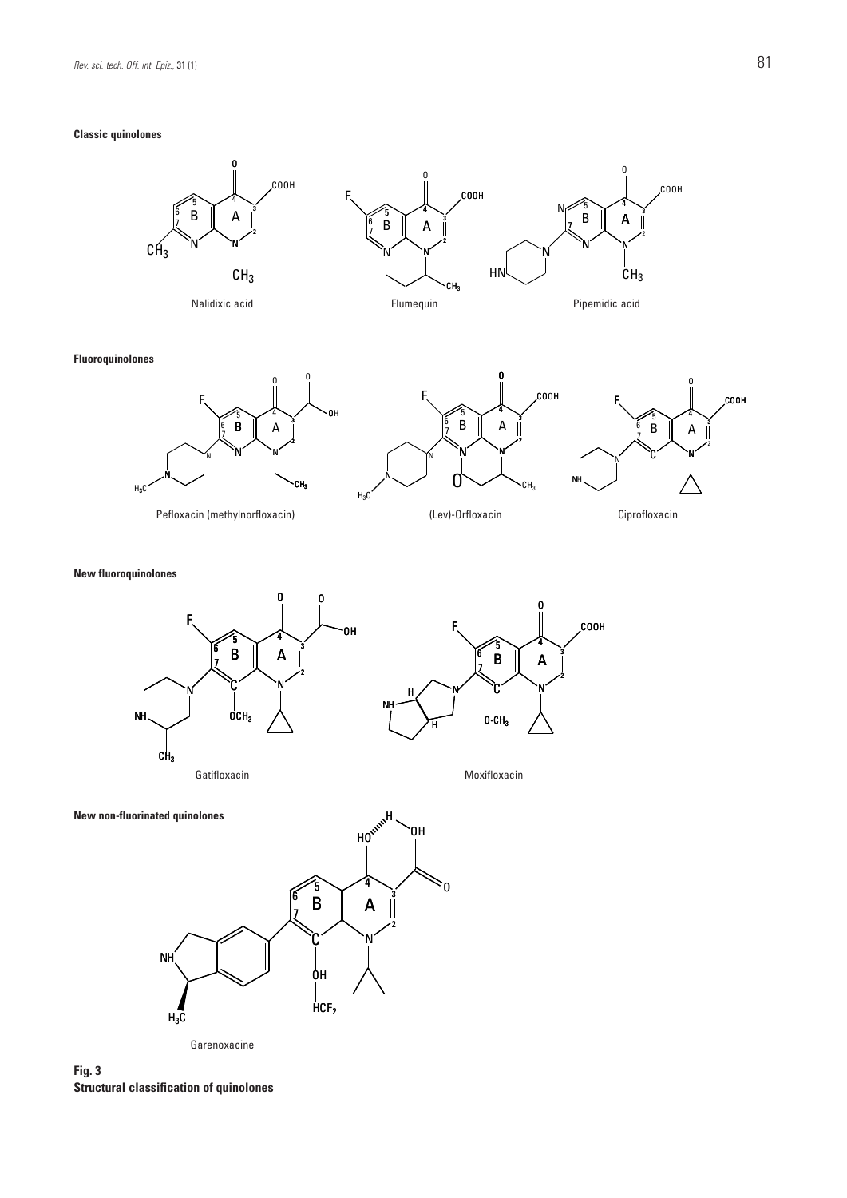**Classic quinolones**

Nalidixic acid

Flumequin

Pipemidic acid

**Fluoroquinolones**

Pefloxacin (methylnorfloxacin)

(Lev)-Orfloxacin

Ciprofloxacin

**New fluoroquinolones**

Gatifloxacin

Moxifloxacin

**New non-fluorinated quinolones**

Garenoxacine

**Fig. 3**
**Structural classification of quinolones**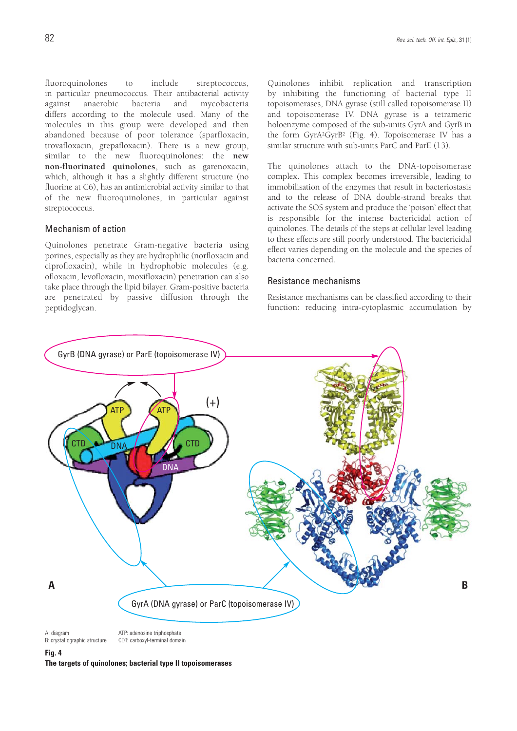fluoroquinolones to include streptococcus, in particular pneumococcus. Their antibacterial activity against anaerobic bacteria and mycobacteria differs according to the molecule used. Many of the molecules in this group were developed and then abandoned because of poor tolerance (sparfloxacin, trovafloxacin, grepafloxacin). There is a new group, similar to the new fluoroquinolones: the **new non-fluorinated quinolones**, such as garenoxacin, which, although it has a slightly different structure (no fluorine at C6), has an antimicrobial activity similar to that of the new fluoroquinolones, in particular against streptococcus.

## Mechanism of action

Quinolones penetrate Gram-negative bacteria using porines, especially as they are hydrophilic (norfloxacin and ciprofloxacin), while in hydrophobic molecules (e.g. ofloxacin, levofloxacin, moxifloxacin) penetration can also take place through the lipid bilayer. Gram-positive bacteria are penetrated by passive diffusion through the peptidoglycan.

Quinolones inhibit replication and transcription by inhibiting the functioning of bacterial type II topoisomerases, DNA gyrase (still called topoisomerase II) and topoisomerase IV. DNA gyrase is a tetrameric holoenzyme composed of the sub-units GyrA and GyrB in the form $GyrA^2GyrB^2$ (Fig. 4). Topoisomerase IV has a similar structure with sub-units ParC and ParE (13).

The quinolones attach to the DNA-topoisomerase complex. This complex becomes irreversible, leading to immobilisation of the enzymes that result in bacteriostasis and to the release of DNA double-strand breaks that activate the SOS system and produce the 'poison' effect that is responsible for the intense bactericidal action of quinolones. The details of the steps at cellular level leading to these effects are still poorly understood. The bactericidal effect varies depending on the molecule and the species of bacteria concerned.

## Resistance mechanisms

Resistance mechanisms can be classified according to their function: reducing intra-cytoplasmic accumulation by

A: diagram
B: crystallographic structure
ATP: adenosine triphosphate
CDT: carboxyl-terminal domain

**Fig. 4**
**The targets of quinolones; bacterial type II topoisomerases**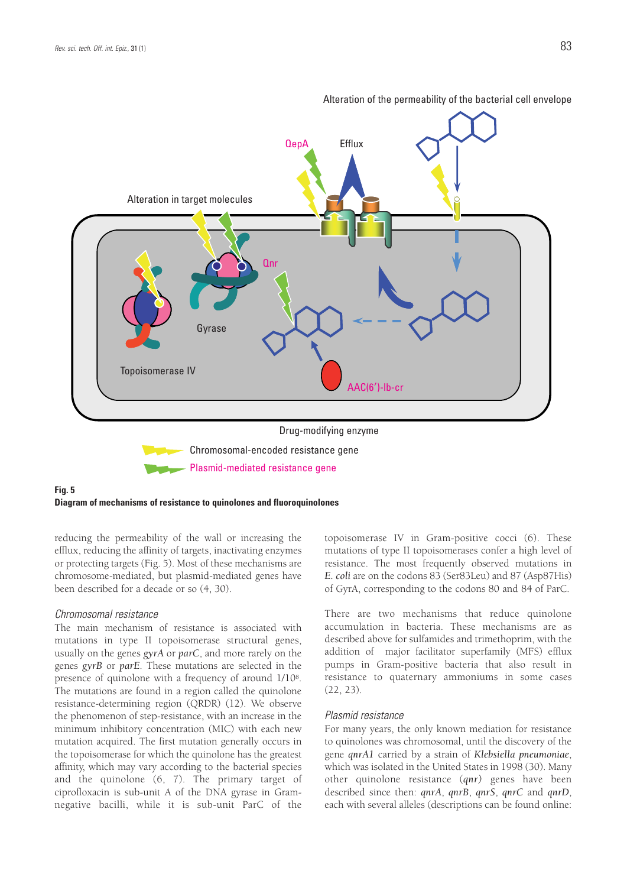**Fig. 5**
**Diagram of mechanisms of resistance to quinolones and fluoroquinolones**

reducing the permeability of the wall or increasing the efflux, reducing the affinity of targets, inactivating enzymes or protecting targets (Fig. 5). Most of these mechanisms are chromosome-mediated, but plasmid-mediated genes have been described for a decade or so (4, 30).

### *Chromosomal resistance*

The main mechanism of resistance is associated with mutations in type II topoisomerase structural genes, usually on the genes *gyrA* or *parC*, and more rarely on the genes *gyrB* or *parE*. These mutations are selected in the presence of quinolone with a frequency of around $1/10^8$. The mutations are found in a region called the quinolone resistance-determining region (QRDR) (12). We observe the phenomenon of step-resistance, with an increase in the minimum inhibitory concentration (MIC) with each new mutation acquired. The first mutation generally occurs in the topoisomerase for which the quinolone has the greatest affinity, which may vary according to the bacterial species and the quinolone (6, 7). The primary target of ciprofloxacin is sub-unit A of the DNA gyrase in Gram-negative bacilli, while it is sub-unit ParC of the topoisomerase IV in Gram-positive cocci (6). These mutations of type II topoisomerases confer a high level of resistance. The most frequently observed mutations in *E. coli* are on the codons 83 (Ser83Leu) and 87 (Asp87His) of GyrA, corresponding to the codons 80 and 84 of ParC.

There are two mechanisms that reduce quinolone accumulation in bacteria. These mechanisms are as described above for sulfamides and trimethoprim, with the addition of major facilitator superfamily (MFS) efflux pumps in Gram-positive bacteria that also result in resistance to quaternary ammoniums in some cases (22, 23).

### *Plasmid resistance*

For many years, the only known mediation for resistance to quinolones was chromosomal, until the discovery of the gene *qnrA1* carried by a strain of *Klebsiella pneumoniae*, which was isolated in the United States in 1998 (30). Many other quinolone resistance (*qnr*) genes have been described since then: *qnrA*, *qnrB*, *qnrS*, *qnrC* and *qnrD*, each with several alleles (descriptions can be found online: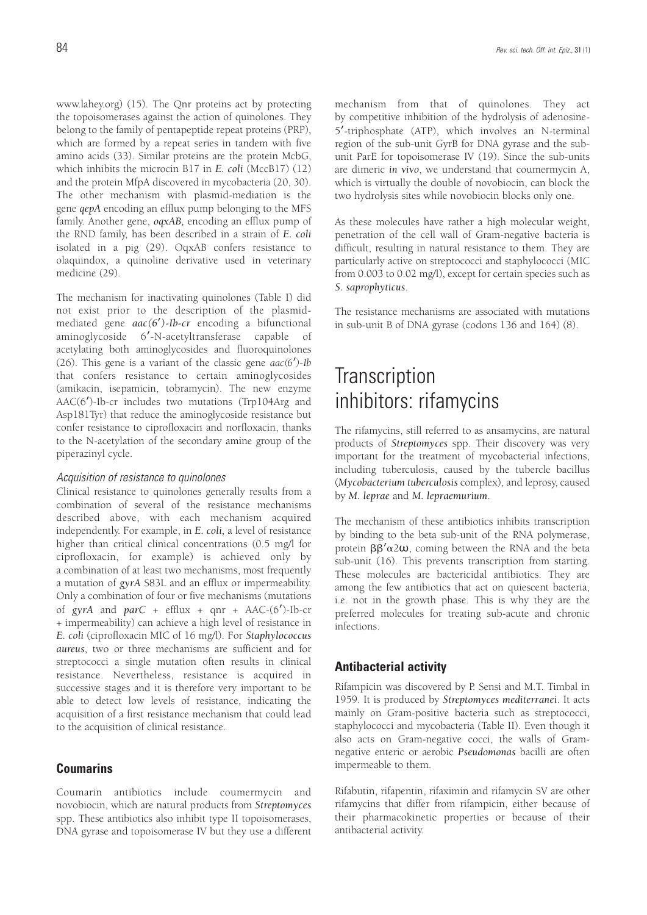www.lahey.org) (15). The Qnr proteins act by protecting the topoisomerases against the action of quinolones. They belong to the family of pentapeptide repeat proteins (PRP), which are formed by a repeat series in tandem with five amino acids (33). Similar proteins are the protein McbG, which inhibits the microcin B17 in *E. coli* (MccB17) (12) and the protein MfpA discovered in mycobacteria (20, 30). The other mechanism with plasmid-mediation is the gene *qepA* encoding an efflux pump belonging to the MFS family. Another gene, *oqxAB*, encoding an efflux pump of the RND family, has been described in a strain of *E. coli* isolated in a pig (29). OqxAB confers resistance to olaquindox, a quinoline derivative used in veterinary medicine (29).

The mechanism for inactivating quinolones (Table I) did not exist prior to the description of the plasmid-mediated gene *aac(6′)-Ib-cr* encoding a bifunctional aminoglycoside 6′-N-acetyltransferase capable of acetylating both aminoglycosides and fluoroquinolones (26). This gene is a variant of the classic gene *aac(6′)-Ib* that confers resistance to certain aminoglycosides (amikacin, isepamicin, tobramycin). The new enzyme AAC(6′)-Ib-cr includes two mutations (Trp104Arg and Asp181Tyr) that reduce the aminoglycoside resistance but confer resistance to ciprofloxacin and norfloxacin, thanks to the N-acetylation of the secondary amine group of the piperazinyl cycle.

### *Acquisition of resistance to quinolones*

Clinical resistance to quinolones generally results from a combination of several of the resistance mechanisms described above, with each mechanism acquired independently. For example, in *E. coli*, a level of resistance higher than critical clinical concentrations (0.5 mg/l for ciprofloxacin, for example) is achieved only by a combination of at least two mechanisms, most frequently a mutation of *gyrA* S83L and an efflux or impermeability. Only a combination of four or five mechanisms (mutations of *gyrA* and *parC* + efflux + qnr + AAC-(6′)-Ib-cr + impermeability) can achieve a high level of resistance in *E. coli* (ciprofloxacin MIC of 16 mg/l). For *Staphylococcus aureus*, two or three mechanisms are sufficient and for streptococci a single mutation often results in clinical resistance. Nevertheless, resistance is acquired in successive stages and it is therefore very important to be able to detect low levels of resistance, indicating the acquisition of a first resistance mechanism that could lead to the acquisition of clinical resistance.

## Coumarins

Coumarin antibiotics include coumermycin and novobiocin, which are natural products from *Streptomyces* spp. These antibiotics also inhibit type II topoisomerases, DNA gyrase and topoisomerase IV but they use a different mechanism from that of quinolones. They act by competitive inhibition of the hydrolysis of adenosine-5′-triphosphate (ATP), which involves an N-terminal region of the sub-unit GyrB for DNA gyrase and the sub-unit ParE for topoisomerase IV (19). Since the sub-units are dimeric *in vivo*, we understand that coumermycin A, which is virtually the double of novobiocin, can block the two hydrolysis sites while novobiocin blocks only one.

As these molecules have rather a high molecular weight, penetration of the cell wall of Gram-negative bacteria is difficult, resulting in natural resistance to them. They are particularly active on streptococci and staphylococci (MIC from 0.003 to 0.02 mg/l), except for certain species such as *S. saprophyticus*.

The resistance mechanisms are associated with mutations in sub-unit B of DNA gyrase (codons 136 and 164) (8).

# Transcription inhibitors: rifamycins

The rifamycins, still referred to as ansamycins, are natural products of *Streptomyces* spp. Their discovery was very important for the treatment of mycobacterial infections, including tuberculosis, caused by the tubercle bacillus (*Mycobacterium tuberculosis* complex), and leprosy, caused by *M. leprae* and *M. lepraemurium*.

The mechanism of these antibiotics inhibits transcription by binding to the beta sub-unit of the RNA polymerase, protein $\beta\beta'\alpha 2\omega$, coming between the RNA and the beta sub-unit (16). This prevents transcription from starting. These molecules are bactericidal antibiotics. They are among the few antibiotics that act on quiescent bacteria, i.e. not in the growth phase. This is why they are the preferred molecules for treating sub-acute and chronic infections.

## Antibacterial activity

Rifampicin was discovered by P. Sensi and M.T. Timbal in 1959. It is produced by *Streptomyces mediterranei*. It acts mainly on Gram-positive bacteria such as streptococci, staphylococci and mycobacteria (Table II). Even though it also acts on Gram-negative cocci, the walls of Gram-negative enteric or aerobic *Pseudomonas* bacilli are often impermeable to them.

Rifabutin, rifapentin, rifaximin and rifamycin SV are other rifamycins that differ from rifampicin, either because of their pharmacokinetic properties or because of their antibacterial activity.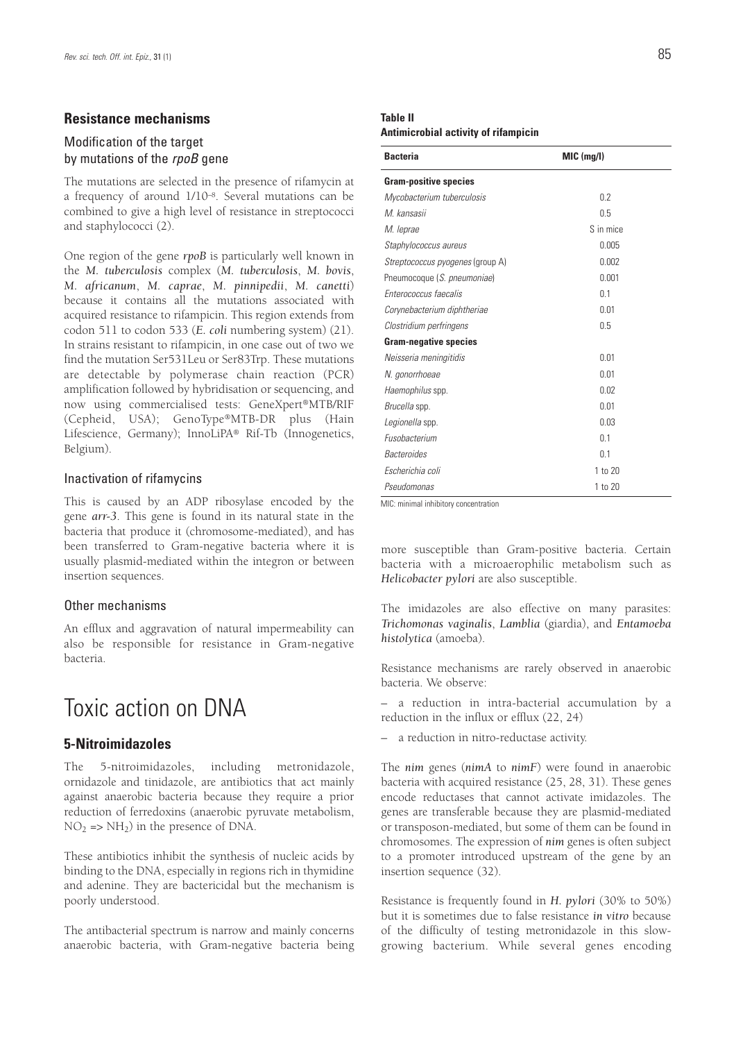## Resistance mechanisms

### Modification of the target by mutations of the *rpoB* gene

The mutations are selected in the presence of rifamycin at a frequency of around $1/10^{-8}$. Several mutations can be combined to give a high level of resistance in streptococci and staphylococci (2).

One region of the gene ***rpoB*** is particularly well known in the ***M. tuberculosis*** complex (***M. tuberculosis***, ***M. bovis***, ***M. africanum***, ***M. caprae***, ***M. pinnipedii***, ***M. canetti***) because it contains all the mutations associated with acquired resistance to rifampicin. This region extends from codon 511 to codon 533 (***E. coli*** numbering system) (21). In strains resistant to rifampicin, in one case out of two we find the mutation Ser531Leu or Ser83Trp. These mutations are detectable by polymerase chain reaction (PCR) amplification followed by hybridisation or sequencing, and now using commercialised tests: GeneXpert®MTB/RIF (Cepheid, USA); GenoType®MTB-DR plus (Hain Lifescience, Germany); InnoLiPA® Rif-Tb (Innogenetics, Belgium).

### Inactivation of rifamycins

This is caused by an ADP ribosylase encoded by the gene ***arr-3***. This gene is found in its natural state in the bacteria that produce it (chromosome-mediated), and has been transferred to Gram-negative bacteria where it is usually plasmid-mediated within the integron or between insertion sequences.

### Other mechanisms

An efflux and aggravation of natural impermeability can also be responsible for resistance in Gram-negative bacteria.

**Table II**
**Antimicrobial activity of rifampicin**

| Bacteria | MIC (mg/l) |
|---|---|
| **Gram-positive species** | |
| *Mycobacterium tuberculosis* | 0.2 |
| *M. kansasii* | 0.5 |
| *M. leprae* | S in mice |
| *Staphylococcus aureus* | 0.005 |
| *Streptococcus pyogenes* (group A) | 0.002 |
| Pneumocoque (*S. pneumoniae*) | 0.001 |
| *Enterococcus faecalis* | 0.1 |
| *Corynebacterium diphtheriae* | 0.01 |
| *Clostridium perfringens* | 0.5 |
| **Gram-negative species** | |
| *Neisseria meningitidis* | 0.01 |
| *N. gonorrhoeae* | 0.01 |
| *Haemophilus* spp. | 0.02 |
| *Brucella* spp. | 0.01 |
| *Legionella* spp. | 0.03 |
| *Fusobacterium* | 0.1 |
| *Bacteroides* | 0.1 |
| *Escherichia coli* | 1 to 20 |
| *Pseudomonas* | 1 to 20 |

MIC: minimal inhibitory concentration

# Toxic action on DNA

## 5-Nitroimidazoles

The 5-nitroimidazoles, including metronidazole, ornidazole and tinidazole, are antibiotics that act mainly against anaerobic bacteria because they require a prior reduction of ferredoxins (anaerobic pyruvate metabolism, $NO_2 \Rightarrow NH_2$) in the presence of DNA.

These antibiotics inhibit the synthesis of nucleic acids by binding to the DNA, especially in regions rich in thymidine and adenine. They are bactericidal but the mechanism is poorly understood.

The antibacterial spectrum is narrow and mainly concerns anaerobic bacteria, with Gram-negative bacteria being more susceptible than Gram-positive bacteria. Certain bacteria with a microaerophilic metabolism such as ***Helicobacter pylori*** are also susceptible.

The imidazoles are also effective on many parasites: ***Trichomonas vaginalis***, ***Lamblia*** (giardia), and ***Entamoeba histolytica*** (amoeba).

Resistance mechanisms are rarely observed in anaerobic bacteria. We observe:

– a reduction in intra-bacterial accumulation by a reduction in the influx or efflux (22, 24)

– a reduction in nitro-reductase activity.

The ***nim*** genes (***nimA*** to ***nimF***) were found in anaerobic bacteria with acquired resistance (25, 28, 31). These genes encode reductases that cannot activate imidazoles. The genes are transferable because they are plasmid-mediated or transposon-mediated, but some of them can be found in chromosomes. The expression of ***nim*** genes is often subject to a promoter introduced upstream of the gene by an insertion sequence (32).

Resistance is frequently found in ***H. pylori*** (30% to 50%) but it is sometimes due to false resistance ***in vitro*** because of the difficulty of testing metronidazole in this slow-growing bacterium. While several genes encoding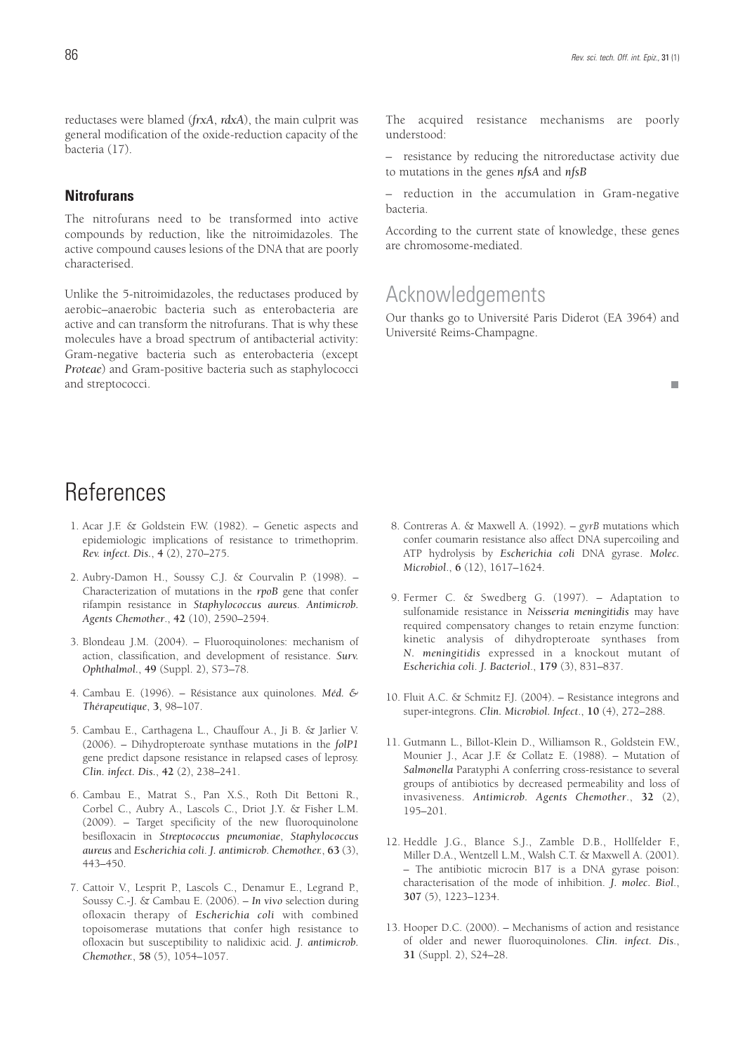reductases were blamed (*frxA*, *rdxA*), the main culprit was general modification of the oxide-reduction capacity of the bacteria (17).

### Nitrofurans

The nitrofurans need to be transformed into active compounds by reduction, like the nitroimidazoles. The active compound causes lesions of the DNA that are poorly characterised.

Unlike the 5-nitroimidazoles, the reductases produced by aerobic–anaerobic bacteria such as enterobacteria are active and can transform the nitrofurans. That is why these molecules have a broad spectrum of antibacterial activity: Gram-negative bacteria such as enterobacteria (except *Proteae*) and Gram-positive bacteria such as staphylococci and streptococci.

The acquired resistance mechanisms are poorly understood:

– resistance by reducing the nitroreductase activity due to mutations in the genes *nfsA* and *nfsB*

– reduction in the accumulation in Gram-negative bacteria.

According to the current state of knowledge, these genes are chromosome-mediated.

## Acknowledgements

Our thanks go to Université Paris Diderot (EA 3964) and Université Reims-Champagne.

## References

1. Acar J.F. & Goldstein F.W. (1982). – Genetic aspects and epidemiologic implications of resistance to trimethoprim. *Rev. infect. Dis.*, **4** (2), 270–275.

2. Aubry-Damon H., Soussy C.J. & Courvalin P. (1998). – Characterization of mutations in the *rpoB* gene that confer rifampin resistance in *Staphylococcus aureus*. *Antimicrob. Agents Chemother.*, **42** (10), 2590–2594.

3. Blondeau J.M. (2004). – Fluoroquinolones: mechanism of action, classification, and development of resistance. *Surv. Ophthalmol.*, **49** (Suppl. 2), S73–78.

4. Cambau E. (1996). – Résistance aux quinolones. *Méd. & Thérapeutique*, **3**, 98–107.

5. Cambau E., Carthagena L., Chauffour A., Ji B. & Jarlier V. (2006). – Dihydropteroate synthase mutations in the *folP1* gene predict dapsone resistance in relapsed cases of leprosy. *Clin. infect. Dis.*, **42** (2), 238–241.

6. Cambau E., Matrat S., Pan X.S., Roth Dit Bettoni R., Corbel C., Aubry A., Lascols C., Driot J.Y. & Fisher L.M. (2009). – Target specificity of the new fluoroquinolone besifloxacin in *Streptococcus pneumoniae*, *Staphylococcus aureus* and *Escherichia coli*. *J. antimicrob. Chemother.*, **63** (3), 443–450.

7. Cattoir V., Lesprit P., Lascols C., Denamur E., Legrand P., Soussy C.-J. & Cambau E. (2006). – *In vivo* selection during ofloxacin therapy of *Escherichia coli* with combined topoisomerase mutations that confer high resistance to ofloxacin but susceptibility to nalidixic acid. *J. antimicrob. Chemother.*, **58** (5), 1054–1057.

8. Contreras A. & Maxwell A. (1992). – *gyrB* mutations which confer coumarin resistance also affect DNA supercoiling and ATP hydrolysis by *Escherichia coli* DNA gyrase. *Molec. Microbiol.*, **6** (12), 1617–1624.

9. Fermer C. & Swedberg G. (1997). – Adaptation to sulfonamide resistance in *Neisseria meningitidis* may have required compensatory changes to retain enzyme function: kinetic analysis of dihydropteroate synthases from *N. meningitidis* expressed in a knockout mutant of *Escherichia coli*. *J. Bacteriol.*, **179** (3), 831–837.

10. Fluit A.C. & Schmitz F.J. (2004). – Resistance integrons and super-integrons. *Clin. Microbiol. Infect.*, **10** (4), 272–288.

11. Gutmann L., Billot-Klein D., Williamson R., Goldstein F.W., Mounier J., Acar J.F. & Collatz E. (1988). – Mutation of *Salmonella* Paratyphi A conferring cross-resistance to several groups of antibiotics by decreased permeability and loss of invasiveness. *Antimicrob. Agents Chemother.*, **32** (2), 195–201.

12. Heddle J.G., Blance S.J., Zamble D.B., Hollfelder F., Miller D.A., Wentzell L.M., Walsh C.T. & Maxwell A. (2001). – The antibiotic microcin B17 is a DNA gyrase poison: characterisation of the mode of inhibition. *J. molec. Biol.*, **307** (5), 1223–1234.

13. Hooper D.C. (2000). – Mechanisms of action and resistance of older and newer fluoroquinolones. *Clin. infect. Dis.*, **31** (Suppl. 2), S24–28.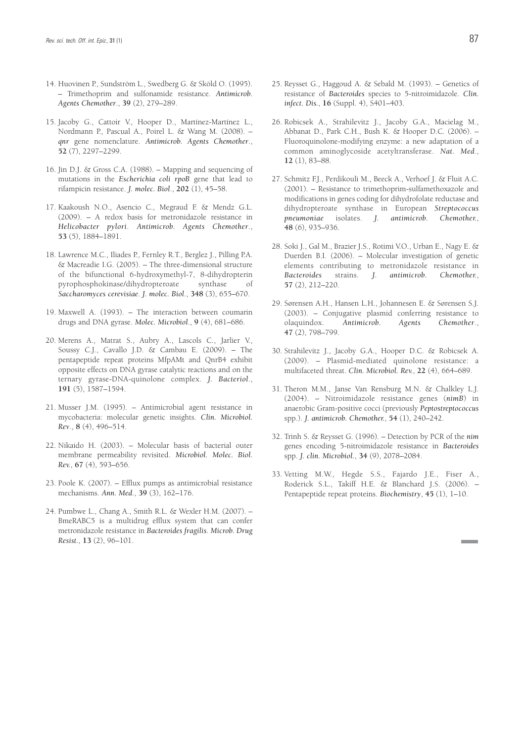14. Huovinen P., Sundström L., Swedberg G. & Sköld O. (1995). – Trimethoprim and sulfonamide resistance. *Antimicrob. Agents Chemother.*, **39** (2), 279–289.

15. Jacoby G., Cattoir V., Hooper D., Martínez-Martínez L., Nordmann P., Pascual A., Poirel L. & Wang M. (2008). – *qnr* gene nomenclature. *Antimicrob. Agents Chemother.*, **52** (7), 2297–2299.

16. Jin D.J. & Gross C.A. (1988). – Mapping and sequencing of mutations in the *Escherichia coli rpoB* gene that lead to rifampicin resistance. *J. molec. Biol.*, **202** (1), 45–58.

17. Kaakoush N.O., Asencio C., Megraud F. & Mendz G.L. (2009). – A redox basis for metronidazole resistance in *Helicobacter pylori*. *Antimicrob. Agents Chemother.*, **53** (5), 1884–1891.

18. Lawrence M.C., Iliades P., Fernley R.T., Berglez J., Pilling P.A. & Macreadie I.G. (2005). – The three-dimensional structure of the bifunctional 6-hydroxymethyl-7, 8-dihydropterin pyrophosphokinase/dihydropteroate synthase of *Saccharomyces cerevisiae*. *J. molec. Biol.*, **348** (3), 655–670.

19. Maxwell A. (1993). – The interaction between coumarin drugs and DNA gyrase. *Molec. Microbiol.*, **9** (4), 681–686.

20. Merens A., Matrat S., Aubry A., Lascols C., Jarlier V., Soussy C.J., Cavallo J.D. & Cambau E. (2009). – The pentapeptide repeat proteins MfpAMt and QnrB4 exhibit opposite effects on DNA gyrase catalytic reactions and on the ternary gyrase-DNA-quinolone complex. *J. Bacteriol.*, **191** (5), 1587–1594.

21. Musser J.M. (1995). – Antimicrobial agent resistance in mycobacteria: molecular genetic insights. *Clin. Microbiol. Rev.*, **8** (4), 496–514.

22. Nikaido H. (2003). – Molecular basis of bacterial outer membrane permeability revisited. *Microbiol. Molec. Biol. Rev.*, **67** (4), 593–656.

23. Poole K. (2007). – Efflux pumps as antimicrobial resistance mechanisms. *Ann. Med.*, **39** (3), 162–176.

24. Pumbwe L., Chang A., Smith R.L. & Wexler H.M. (2007). – BmeRABC5 is a multidrug efflux system that can confer metronidazole resistance in *Bacteroides fragilis*. *Microb. Drug Resist.*, **13** (2), 96–101.

25. Reysset G., Haggoud A. & Sebald M. (1993). – Genetics of resistance of *Bacteroides* species to 5-nitroimidazole. *Clin. infect. Dis.*, **16** (Suppl. 4), S401–403.

26. Robicsek A., Strahilevitz J., Jacoby G.A., Macielag M., Abbanat D., Park C.H., Bush K. & Hooper D.C. (2006). – Fluoroquinolone-modifying enzyme: a new adaptation of a common aminoglycoside acetyltransferase. *Nat. Med.*, **12** (1), 83–88.

27. Schmitz F.J., Perdikouli M., Beeck A., Verhoef J. & Fluit A.C. (2001). – Resistance to trimethoprim-sulfamethoxazole and modifications in genes coding for dihydrofolate reductase and dihydropteroate synthase in European *Streptococcus pneumoniae* isolates. *J. antimicrob. Chemother.*, **48** (6), 935–936.

28. Soki J., Gal M., Brazier J.S., Rotimi V.O., Urban E., Nagy E. & Duerden B.I. (2006). – Molecular investigation of genetic elements contributing to metronidazole resistance in *Bacteroides* strains. *J. antimicrob. Chemother.*, **57** (2), 212–220.

29. Sørensen A.H., Hansen L.H., Johannesen E. & Sørensen S.J. (2003). – Conjugative plasmid conferring resistance to olaquindox. *Antimicrob. Agents Chemother.*, **47** (2), 798–799.

30. Strahilevitz J., Jacoby G.A., Hooper D.C. & Robicsek A. (2009). – Plasmid-mediated quinolone resistance: a multifaceted threat. *Clin. Microbiol. Rev.*, **22** (4), 664–689.

31. Theron M.M., Janse Van Rensburg M.N. & Chalkley L.J. (2004). – Nitroimidazole resistance genes (*nimB*) in anaerobic Gram-positive cocci (previously *Peptostreptococcus* spp.). *J. antimicrob. Chemother.*, **54** (1), 240–242.

32. Trinh S. & Reysset G. (1996). – Detection by PCR of the *nim* genes encoding 5-nitroimidazole resistance in *Bacteroides* spp. *J. clin. Microbiol.*, **34** (9), 2078–2084.

33. Vetting M.W., Hegde S.S., Fajardo J.E., Fiser A., Roderick S.L., Takiff H.E. & Blanchard J.S. (2006). – Pentapeptide repeat proteins. *Biochemistry*, **45** (1), 1–10.